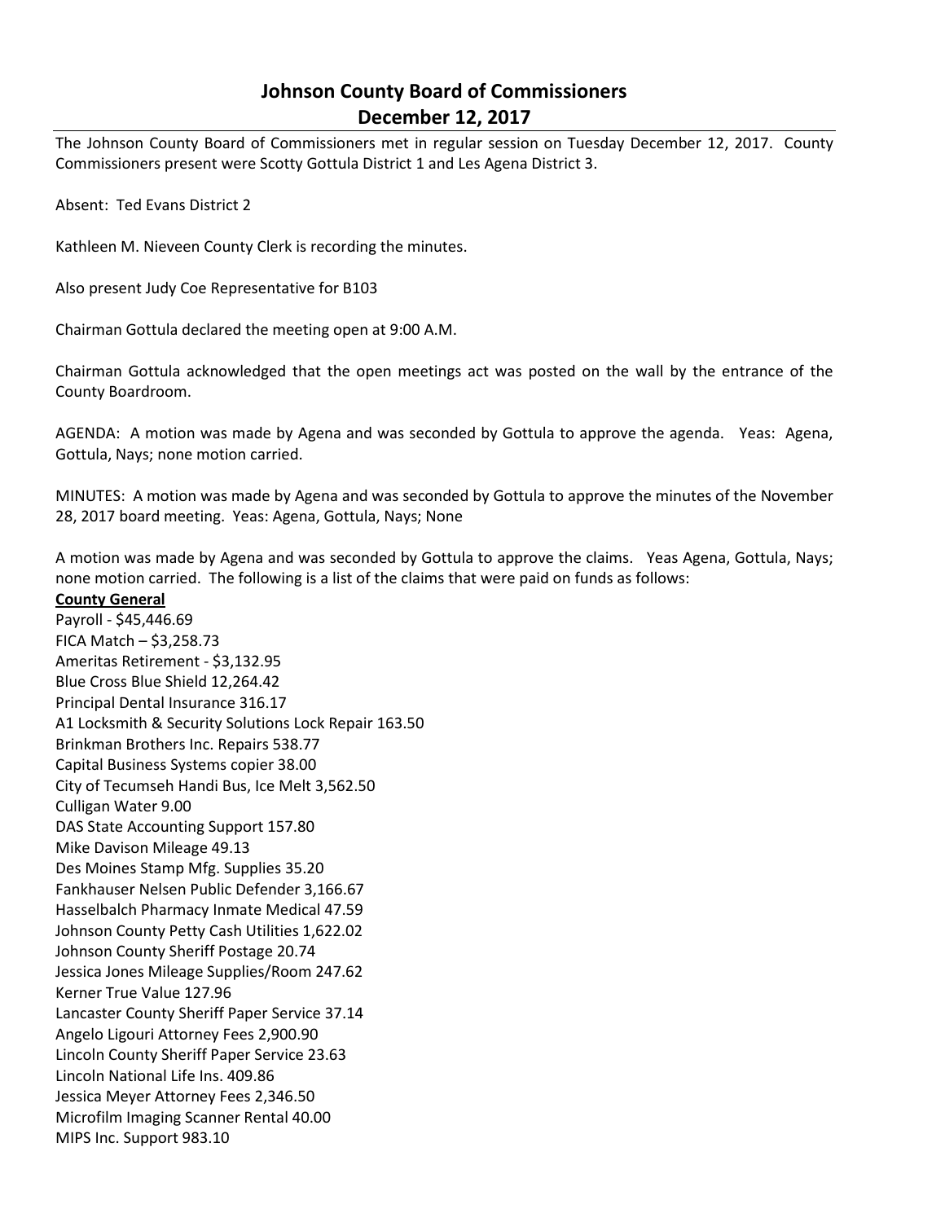# Johnson County Board of Commissioners
# December 12, 2017

The Johnson County Board of Commissioners met in regular session on Tuesday December 12, 2017. County Commissioners present were Scotty Gottula District 1 and Les Agena District 3.

Absent: Ted Evans District 2

Kathleen M. Nieveen County Clerk is recording the minutes.

Also present Judy Coe Representative for B103

Chairman Gottula declared the meeting open at 9:00 A.M.

Chairman Gottula acknowledged that the open meetings act was posted on the wall by the entrance of the County Boardroom.

AGENDA: A motion was made by Agena and was seconded by Gottula to approve the agenda. Yeas: Agena, Gottula, Nays; none motion carried.

MINUTES: A motion was made by Agena and was seconded by Gottula to approve the minutes of the November 28, 2017 board meeting. Yeas: Agena, Gottula, Nays; None

A motion was made by Agena and was seconded by Gottula to approve the claims. Yeas Agena, Gottula, Nays; none motion carried. The following is a list of the claims that were paid on funds as follows:

**County General**

Payroll - $45,446.69
FICA Match – $3,258.73
Ameritas Retirement - $3,132.95
Blue Cross Blue Shield 12,264.42
Principal Dental Insurance 316.17
A1 Locksmith & Security Solutions Lock Repair 163.50
Brinkman Brothers Inc. Repairs 538.77
Capital Business Systems copier 38.00
City of Tecumseh Handi Bus, Ice Melt 3,562.50
Culligan Water 9.00
DAS State Accounting Support 157.80
Mike Davison Mileage 49.13
Des Moines Stamp Mfg. Supplies 35.20
Fankhauser Nelsen Public Defender 3,166.67
Hasselbalch Pharmacy Inmate Medical 47.59
Johnson County Petty Cash Utilities 1,622.02
Johnson County Sheriff Postage 20.74
Jessica Jones Mileage Supplies/Room 247.62
Kerner True Value 127.96
Lancaster County Sheriff Paper Service 37.14
Angelo Ligouri Attorney Fees 2,900.90
Lincoln County Sheriff Paper Service 23.63
Lincoln National Life Ins. 409.86
Jessica Meyer Attorney Fees 2,346.50
Microfilm Imaging Scanner Rental 40.00
MIPS Inc. Support 983.10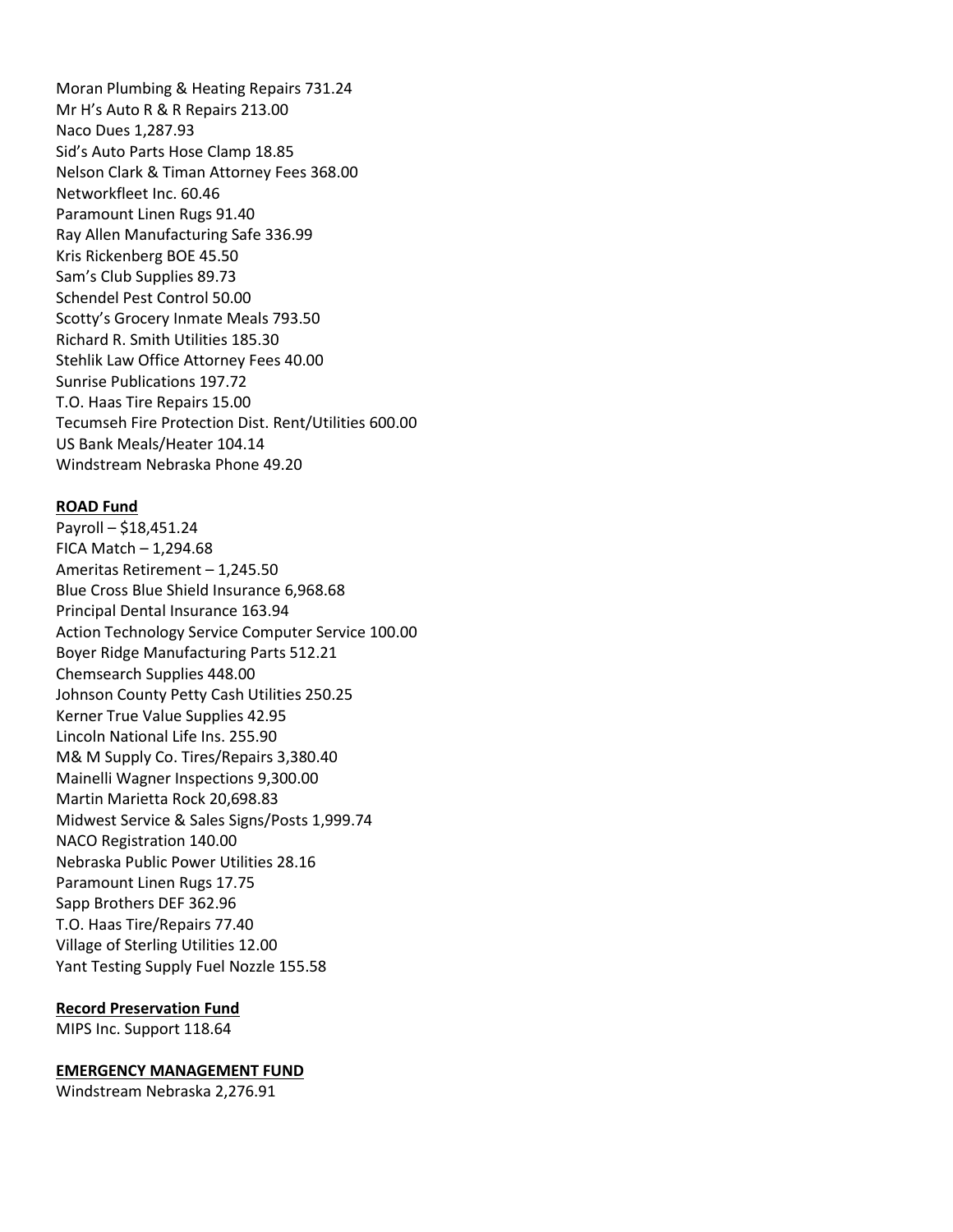Moran Plumbing & Heating Repairs 731.24
Mr H's Auto R & R Repairs 213.00
Naco Dues 1,287.93
Sid's Auto Parts Hose Clamp 18.85
Nelson Clark & Timan Attorney Fees 368.00
Networkfleet Inc. 60.46
Paramount Linen Rugs 91.40
Ray Allen Manufacturing Safe 336.99
Kris Rickenberg BOE 45.50
Sam's Club Supplies 89.73
Schendel Pest Control 50.00
Scotty's Grocery Inmate Meals 793.50
Richard R. Smith Utilities 185.30
Stehlik Law Office Attorney Fees 40.00
Sunrise Publications 197.72
T.O. Haas Tire Repairs 15.00
Tecumseh Fire Protection Dist. Rent/Utilities 600.00
US Bank Meals/Heater 104.14
Windstream Nebraska Phone 49.20

**ROAD Fund**

Payroll – $18,451.24
FICA Match – 1,294.68
Ameritas Retirement – 1,245.50
Blue Cross Blue Shield Insurance 6,968.68
Principal Dental Insurance 163.94
Action Technology Service Computer Service 100.00
Boyer Ridge Manufacturing Parts 512.21
Chemsearch Supplies 448.00
Johnson County Petty Cash Utilities 250.25
Kerner True Value Supplies 42.95
Lincoln National Life Ins. 255.90
M& M Supply Co. Tires/Repairs 3,380.40
Mainelli Wagner Inspections 9,300.00
Martin Marietta Rock 20,698.83
Midwest Service & Sales Signs/Posts 1,999.74
NACO Registration 140.00
Nebraska Public Power Utilities 28.16
Paramount Linen Rugs 17.75
Sapp Brothers DEF 362.96
T.O. Haas Tire/Repairs 77.40
Village of Sterling Utilities 12.00
Yant Testing Supply Fuel Nozzle 155.58

**Record Preservation Fund**

MIPS Inc. Support 118.64

**EMERGENCY MANAGEMENT FUND**

Windstream Nebraska 2,276.91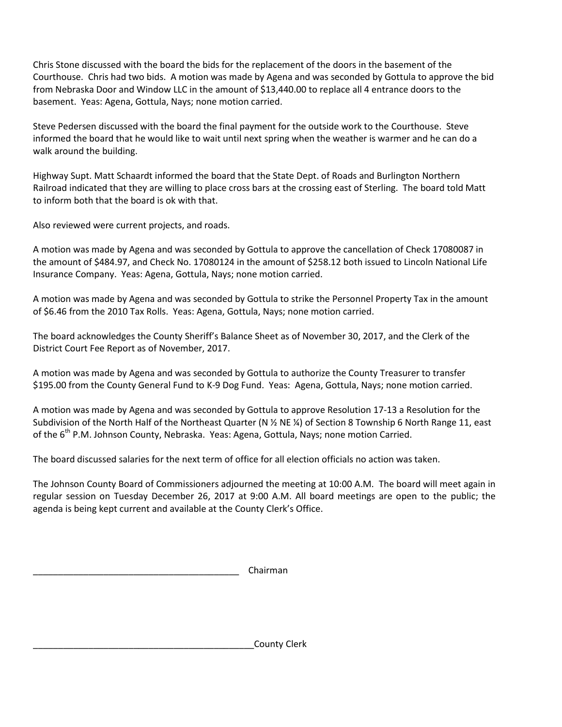Chris Stone discussed with the board the bids for the replacement of the doors in the basement of the Courthouse. Chris had two bids. A motion was made by Agena and was seconded by Gottula to approve the bid from Nebraska Door and Window LLC in the amount of $13,440.00 to replace all 4 entrance doors to the basement. Yeas: Agena, Gottula, Nays; none motion carried.

Steve Pedersen discussed with the board the final payment for the outside work to the Courthouse. Steve informed the board that he would like to wait until next spring when the weather is warmer and he can do a walk around the building.

Highway Supt. Matt Schaardt informed the board that the State Dept. of Roads and Burlington Northern Railroad indicated that they are willing to place cross bars at the crossing east of Sterling. The board told Matt to inform both that the board is ok with that.

Also reviewed were current projects, and roads.

A motion was made by Agena and was seconded by Gottula to approve the cancellation of Check 17080087 in the amount of $484.97, and Check No. 17080124 in the amount of $258.12 both issued to Lincoln National Life Insurance Company. Yeas: Agena, Gottula, Nays; none motion carried.

A motion was made by Agena and was seconded by Gottula to strike the Personnel Property Tax in the amount of $6.46 from the 2010 Tax Rolls. Yeas: Agena, Gottula, Nays; none motion carried.

The board acknowledges the County Sheriff's Balance Sheet as of November 30, 2017, and the Clerk of the District Court Fee Report as of November, 2017.

A motion was made by Agena and was seconded by Gottula to authorize the County Treasurer to transfer $195.00 from the County General Fund to K-9 Dog Fund. Yeas: Agena, Gottula, Nays; none motion carried.

A motion was made by Agena and was seconded by Gottula to approve Resolution 17-13 a Resolution for the Subdivision of the North Half of the Northeast Quarter (N ½ NE ¼) of Section 8 Township 6 North Range 11, east of the 6th P.M. Johnson County, Nebraska. Yeas: Agena, Gottula, Nays; none motion Carried.

The board discussed salaries for the next term of office for all election officials no action was taken.

The Johnson County Board of Commissioners adjourned the meeting at 10:00 A.M. The board will meet again in regular session on Tuesday December 26, 2017 at 9:00 A.M. All board meetings are open to the public; the agenda is being kept current and available at the County Clerk's Office.

\_\_\_\_\_\_\_\_\_\_\_\_\_\_\_\_\_\_\_\_\_\_\_\_\_\_\_\_\_\_\_\_\_\_\_\_\_\_\_\_ Chairman

\_\_\_\_\_\_\_\_\_\_\_\_\_\_\_\_\_\_\_\_\_\_\_\_\_\_\_\_\_\_\_\_\_\_\_\_\_\_\_\_\_\_\_County Clerk